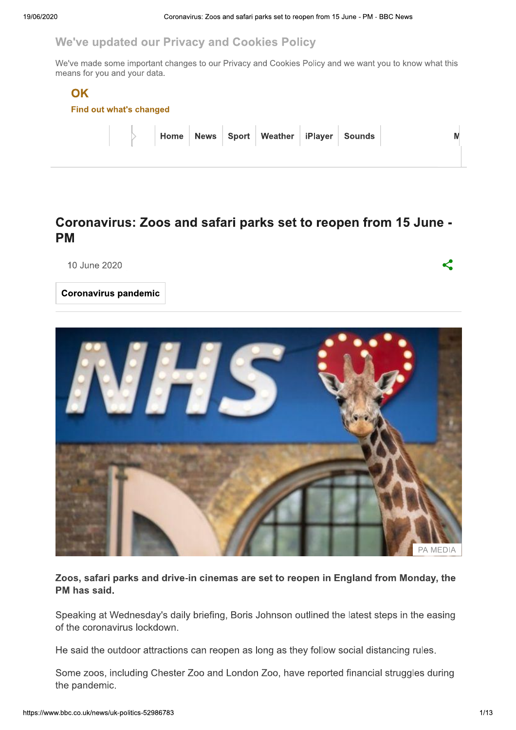We've updated our Privacy and Cookies Policy

We've made some important changes to our Privacy and Cookies Policy and we want you to know what this means for you and your data.

OK

Find out what's changed

Home | News | Sport | Weather | iPlayer | Sounds

# Coronavirus: Zoos and safari parks set to reopen from 15 June - PM

10 June 2020

Coronavirus pandemic

PA MEDIA

**Zoos, safari parks and drive-in cinemas are set to reopen in England from Monday, the PM has said.**

Speaking at Wednesday's daily briefing, Boris Johnson outlined the latest steps in the easing of the coronavirus lockdown.

He said the outdoor attractions can reopen as long as they follow social distancing rules.

Some zoos, including Chester Zoo and London Zoo, have reported financial struggles during the pandemic.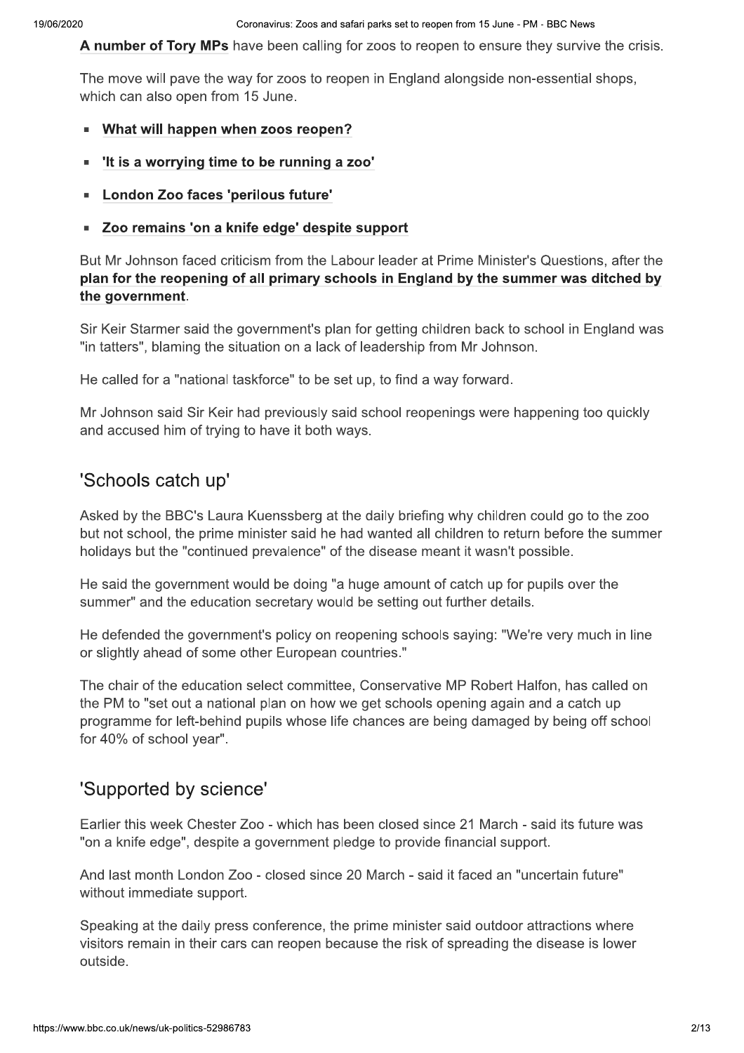**A number of Tory MPs** have been calling for zoos to reopen to ensure they survive the crisis.

The move will pave the way for zoos to reopen in England alongside non-essential shops, which can also open from 15 June.

- **What will happen when zoos reopen?**
- **'It is a worrying time to be running a zoo'**
- **London Zoo faces 'perilous future'**
- **Zoo remains 'on a knife edge' despite support**

But Mr Johnson faced criticism from the Labour leader at Prime Minister's Questions, after the **plan for the reopening of all primary schools in England by the summer was ditched by the government**.

Sir Keir Starmer said the government's plan for getting children back to school in England was "in tatters", blaming the situation on a lack of leadership from Mr Johnson.

He called for a "national taskforce" to be set up, to find a way forward.

Mr Johnson said Sir Keir had previously said school reopenings were happening too quickly and accused him of trying to have it both ways.

## 'Schools catch up'

Asked by the BBC's Laura Kuenssberg at the daily briefing why children could go to the zoo but not school, the prime minister said he had wanted all children to return before the summer holidays but the "continued prevalence" of the disease meant it wasn't possible.

He said the government would be doing "a huge amount of catch up for pupils over the summer" and the education secretary would be setting out further details.

He defended the government's policy on reopening schools saying: "We're very much in line or slightly ahead of some other European countries."

The chair of the education select committee, Conservative MP Robert Halfon, has called on the PM to "set out a national plan on how we get schools opening again and a catch up programme for left-behind pupils whose life chances are being damaged by being off school for 40% of school year".

## 'Supported by science'

Earlier this week Chester Zoo - which has been closed since 21 March - said its future was "on a knife edge", despite a government pledge to provide financial support.

And last month London Zoo - closed since 20 March - said it faced an "uncertain future" without immediate support.

Speaking at the daily press conference, the prime minister said outdoor attractions where visitors remain in their cars can reopen because the risk of spreading the disease is lower outside.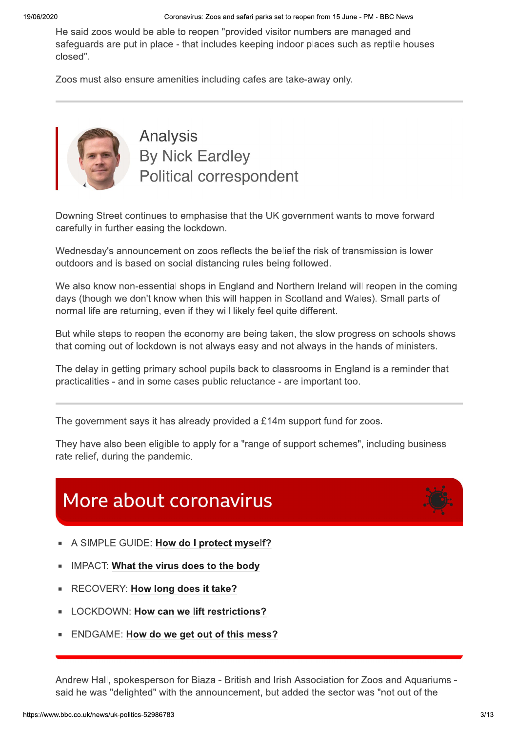He said zoos would be able to reopen "provided visitor numbers are managed and safeguards are put in place - that includes keeping indoor places such as reptile houses closed".

Zoos must also ensure amenities including cafes are take-away only.

---

## Analysis
### By Nick Eardley
### Political correspondent

Downing Street continues to emphasise that the UK government wants to move forward carefully in further easing the lockdown.

Wednesday's announcement on zoos reflects the belief the risk of transmission is lower outdoors and is based on social distancing rules being followed.

We also know non-essential shops in England and Northern Ireland will reopen in the coming days (though we don't know when this will happen in Scotland and Wales). Small parts of normal life are returning, even if they will likely feel quite different.

But while steps to reopen the economy are being taken, the slow progress on schools shows that coming out of lockdown is not always easy and not always in the hands of ministers.

The delay in getting primary school pupils back to classrooms in England is a reminder that practicalities - and in some cases public reluctance - are important too.

---

The government says it has already provided a £14m support fund for zoos.

They have also been eligible to apply for a "range of support schemes", including business rate relief, during the pandemic.

## More about coronavirus

- A SIMPLE GUIDE: **How do I protect myself?**
- IMPACT: **What the virus does to the body**
- RECOVERY: **How long does it take?**
- LOCKDOWN: **How can we lift restrictions?**
- ENDGAME: **How do we get out of this mess?**

---

Andrew Hall, spokesperson for Biaza - British and Irish Association for Zoos and Aquariums - said he was "delighted" with the announcement, but added the sector was "not out of the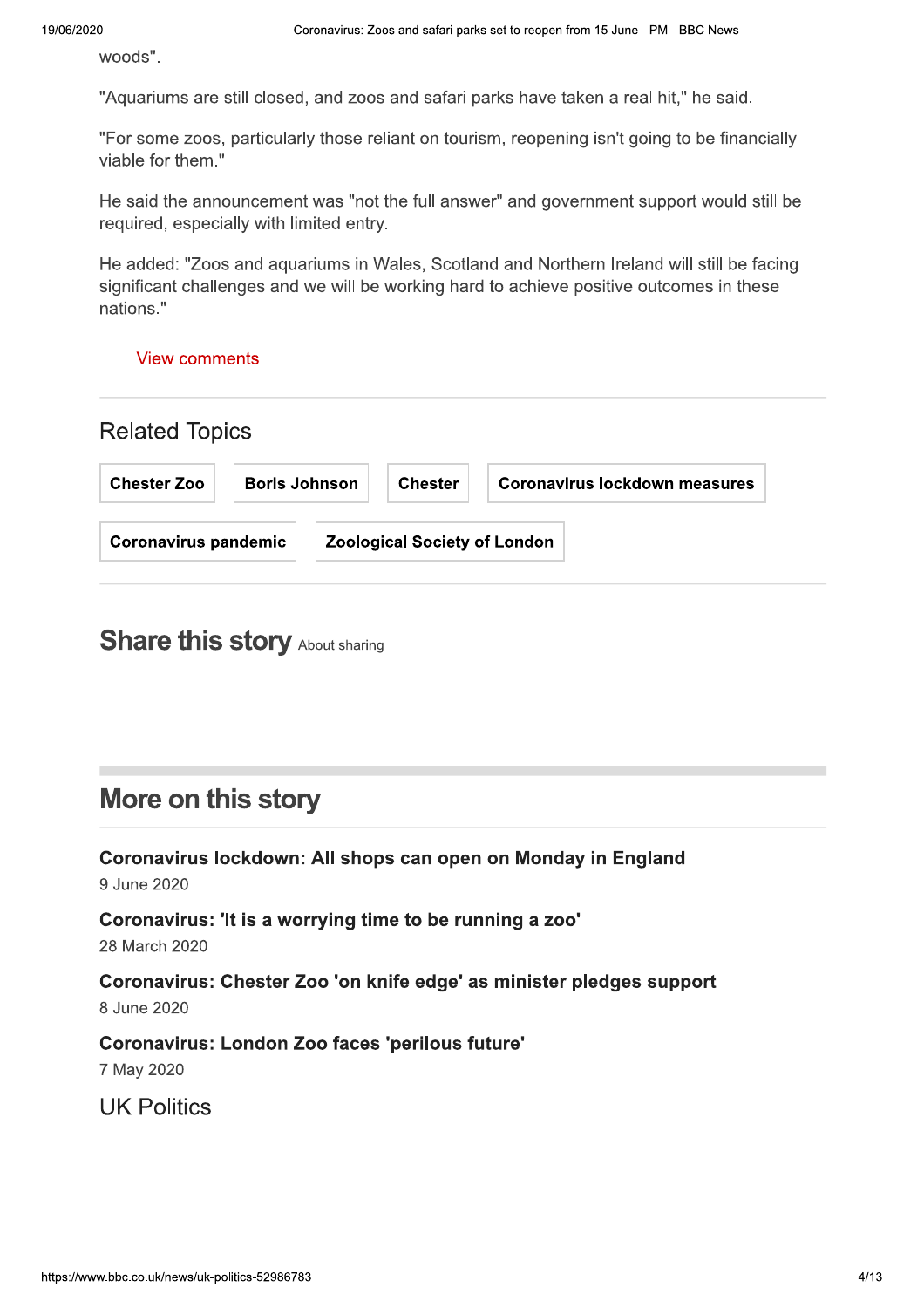woods".

"Aquariums are still closed, and zoos and safari parks have taken a real hit," he said.

"For some zoos, particularly those reliant on tourism, reopening isn't going to be financially viable for them."

He said the announcement was "not the full answer" and government support would still be required, especially with limited entry.

He added: "Zoos and aquariums in Wales, Scotland and Northern Ireland will still be facing significant challenges and we will be working hard to achieve positive outcomes in these nations."

View comments

## Related Topics

- Chester Zoo
- Boris Johnson
- Chester
- Coronavirus lockdown measures
- Coronavirus pandemic
- Zoological Society of London

## Share this story

About sharing

## More on this story

**Coronavirus lockdown: All shops can open on Monday in England**
9 June 2020

**Coronavirus: 'It is a worrying time to be running a zoo'**
28 March 2020

**Coronavirus: Chester Zoo 'on knife edge' as minister pledges support**
8 June 2020

**Coronavirus: London Zoo faces 'perilous future'**
7 May 2020

## UK Politics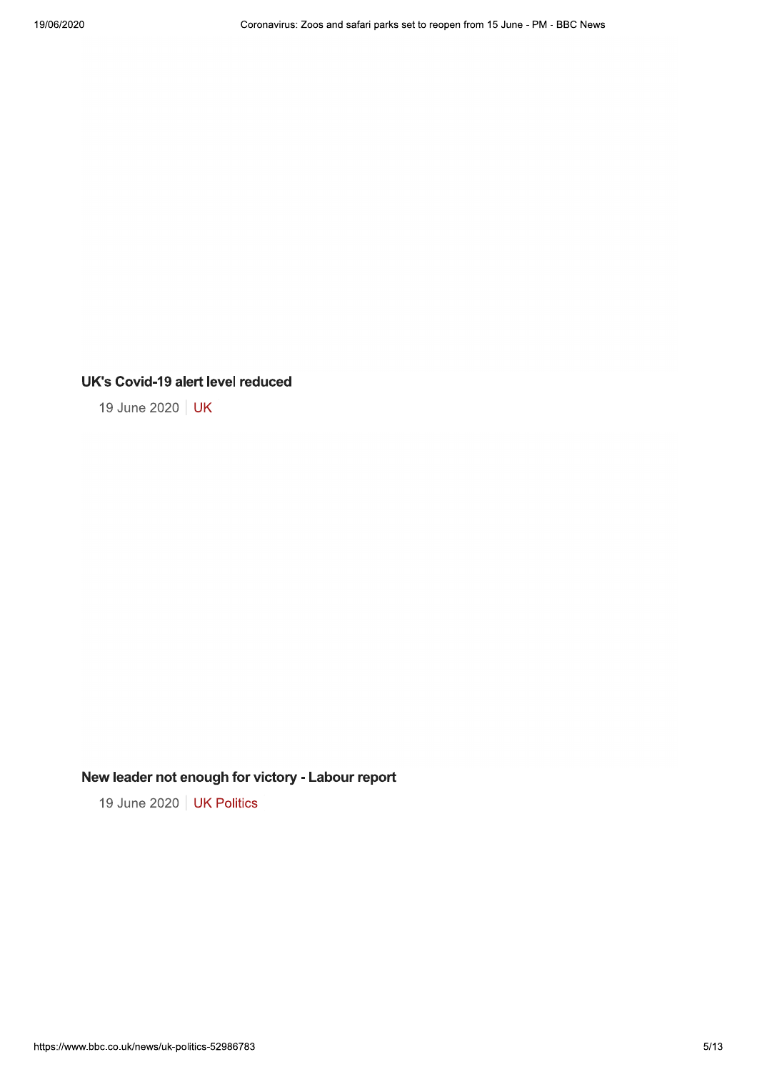### UK's Covid-19 alert level reduced

19 June 2020 | UK

### New leader not enough for victory - Labour report

19 June 2020 | UK Politics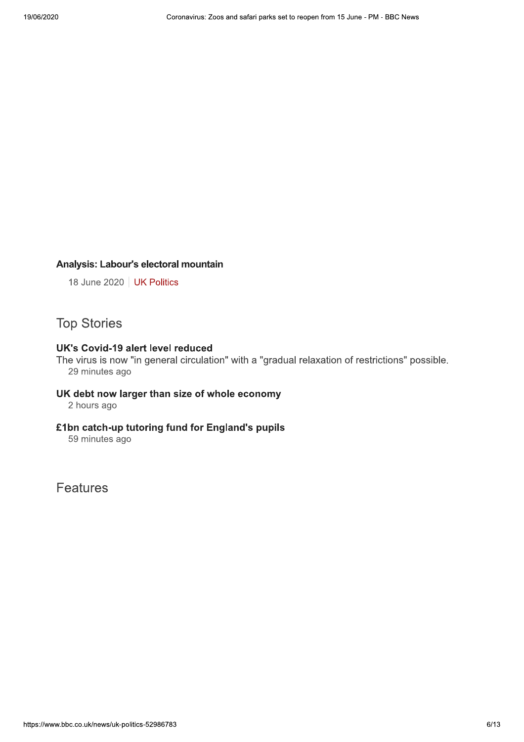### Analysis: Labour's electoral mountain

18 June 2020 | UK Politics

## Top Stories

### UK's Covid-19 alert level reduced

The virus is now "in general circulation" with a "gradual relaxation of restrictions" possible.

29 minutes ago

### UK debt now larger than size of whole economy

2 hours ago

### £1bn catch-up tutoring fund for England's pupils

59 minutes ago

## Features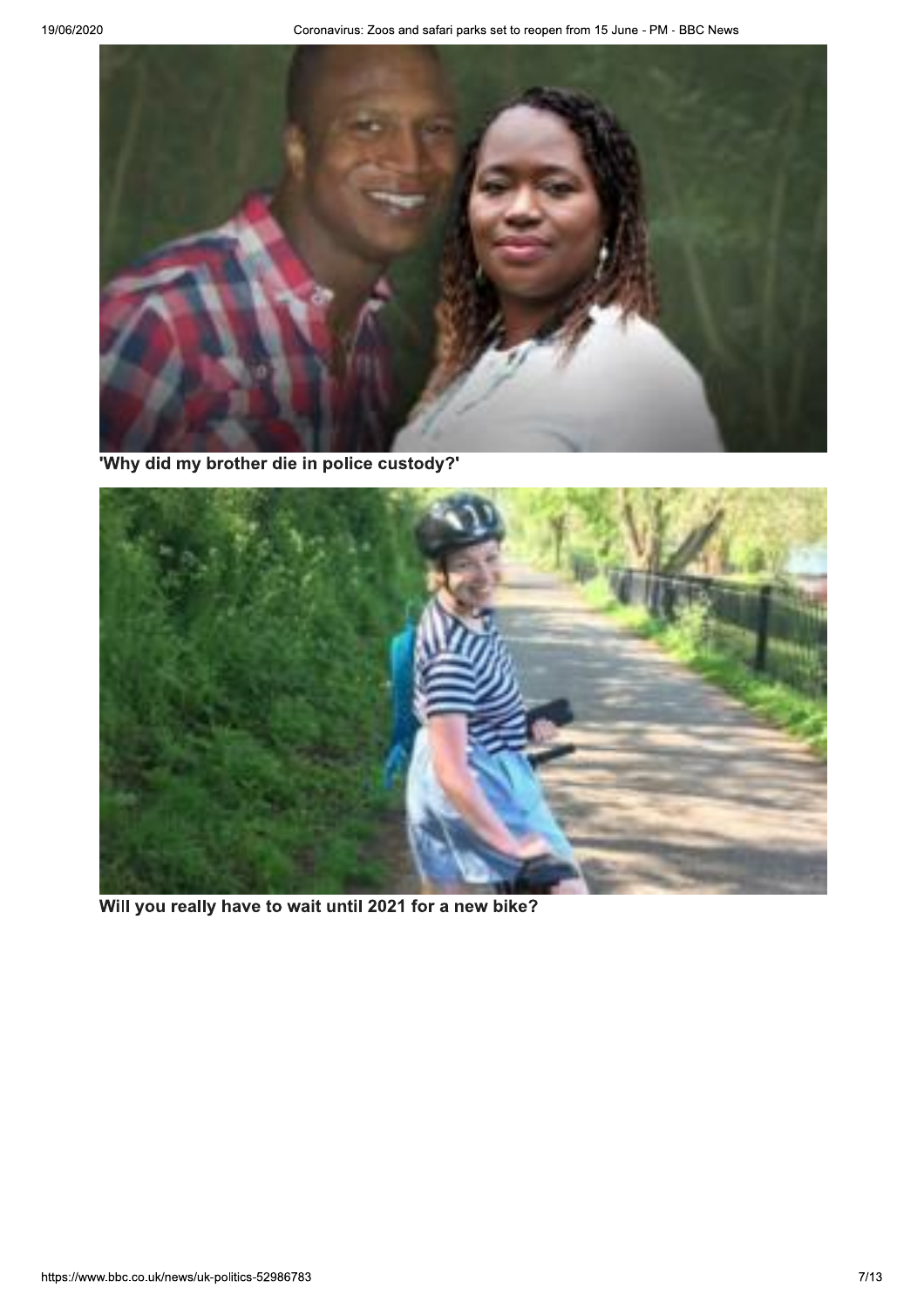**'Why did my brother die in police custody?'**

**Will you really have to wait until 2021 for a new bike?**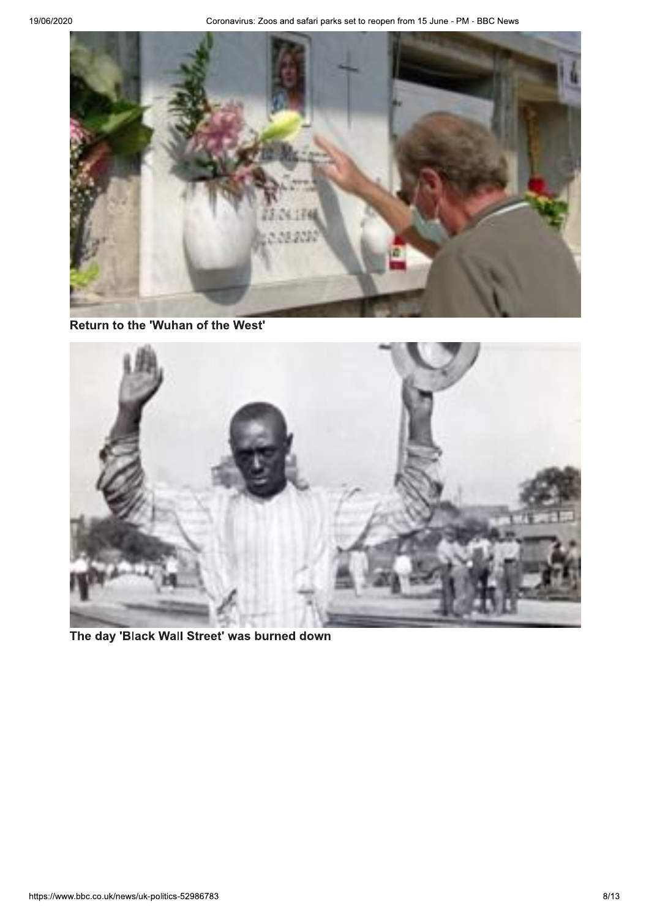Return to the 'Wuhan of the West'

The day 'Black Wall Street' was burned down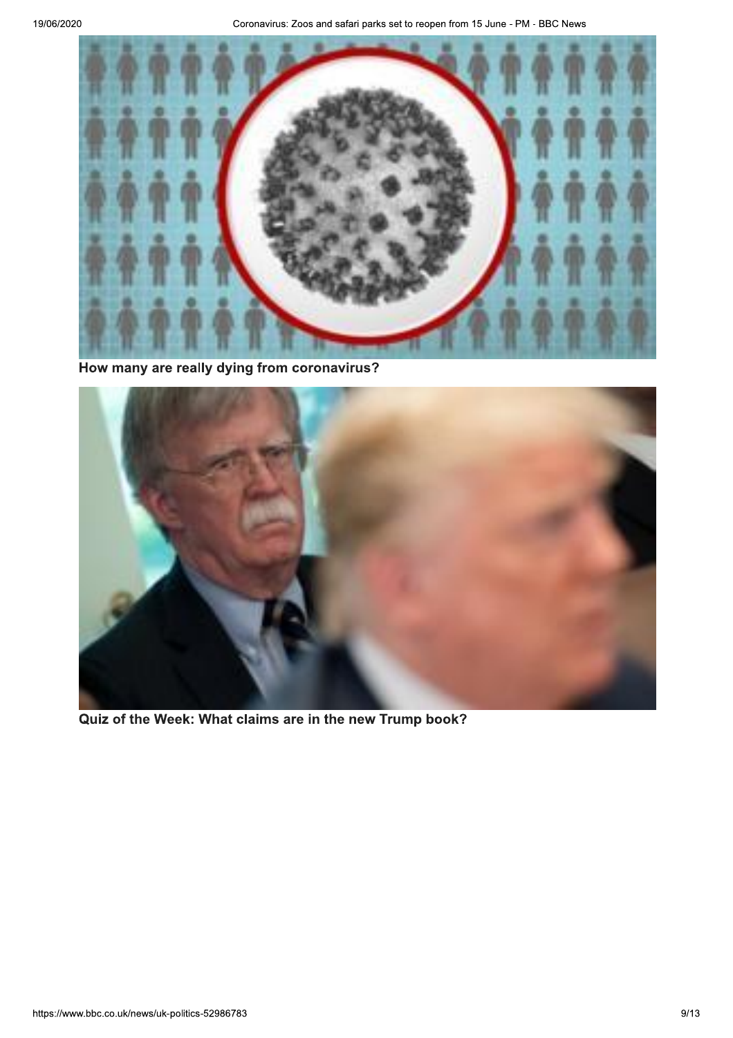**How many are really dying from coronavirus?**

**Quiz of the Week: What claims are in the new Trump book?**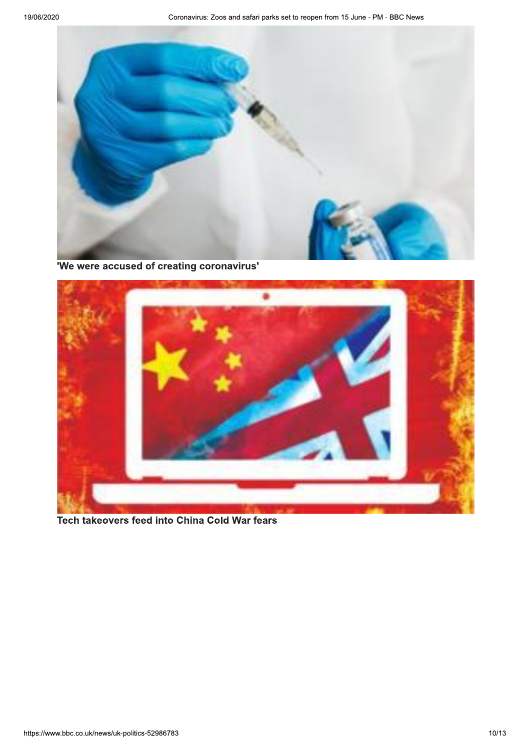**'We were accused of creating coronavirus'**

**Tech takeovers feed into China Cold War fears**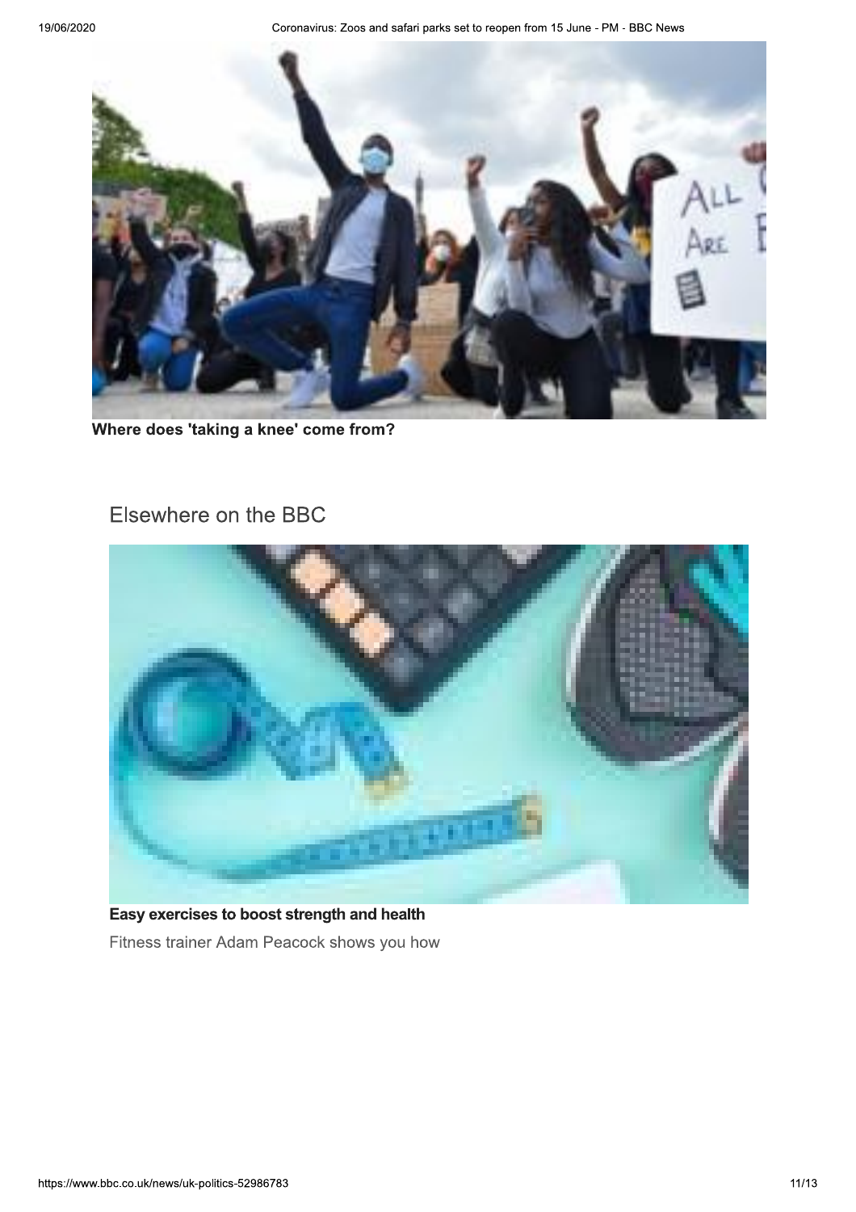**Where does 'taking a knee' come from?**

## Elsewhere on the BBC

**Easy exercises to boost strength and health**

Fitness trainer Adam Peacock shows you how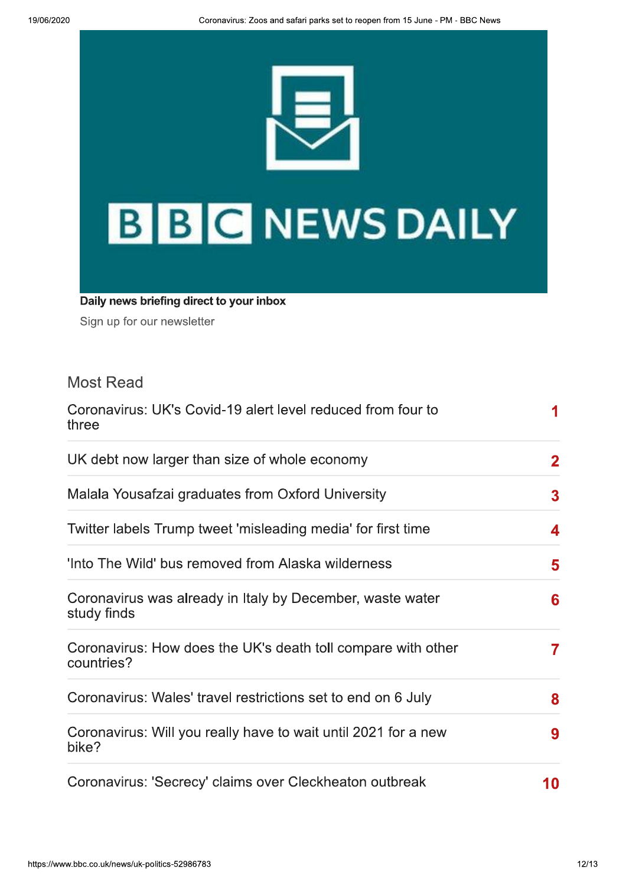**Daily news briefing direct to your inbox**

Sign up for our newsletter

## Most Read

1. Coronavirus: UK's Covid-19 alert level reduced from four to three
2. UK debt now larger than size of whole economy
3. Malala Yousafzai graduates from Oxford University
4. Twitter labels Trump tweet 'misleading media' for first time
5. 'Into The Wild' bus removed from Alaska wilderness
6. Coronavirus was already in Italy by December, waste water study finds
7. Coronavirus: How does the UK's death toll compare with other countries?
8. Coronavirus: Wales' travel restrictions set to end on 6 July
9. Coronavirus: Will you really have to wait until 2021 for a new bike?
10. Coronavirus: 'Secrecy' claims over Cleckheaton outbreak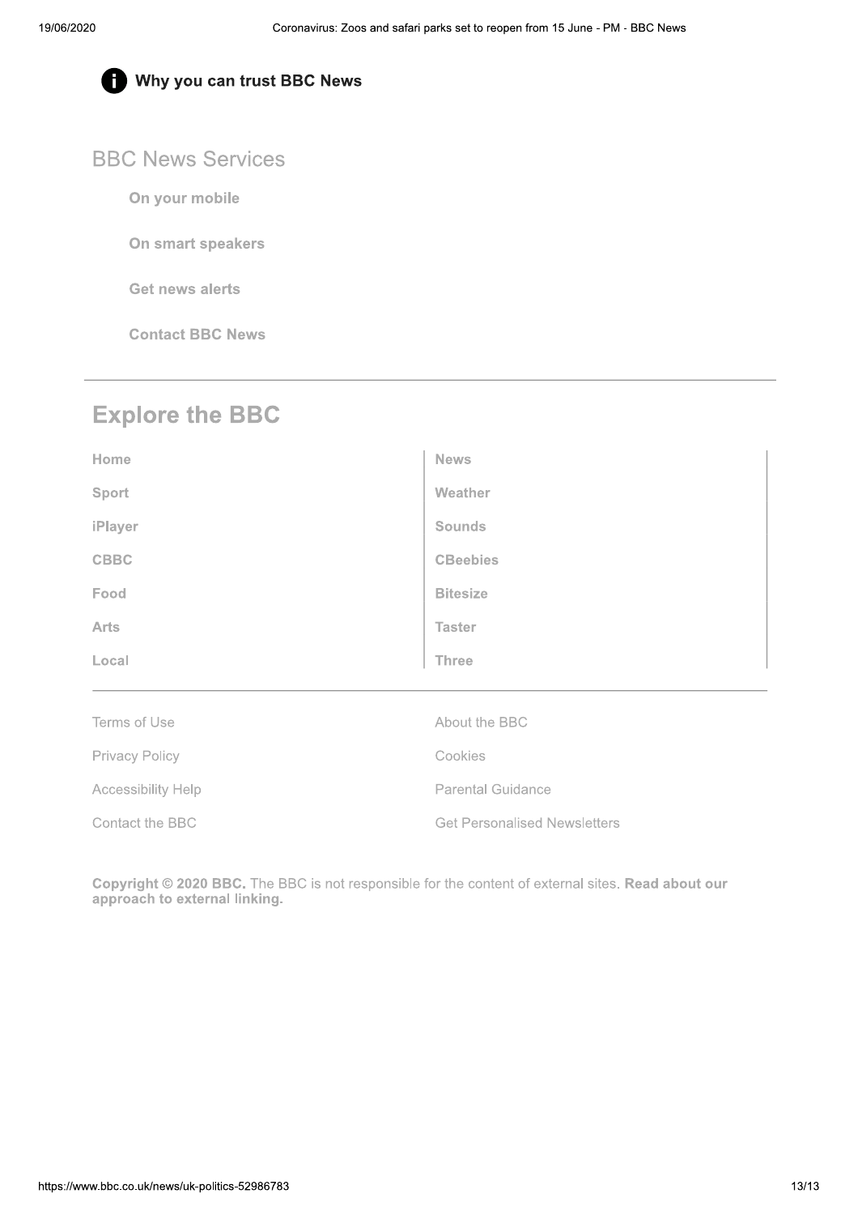**Why you can trust BBC News**

## BBC News Services

- **On your mobile**
- **On smart speakers**
- **Get news alerts**
- **Contact BBC News**

---

## Explore the BBC

| | |
|---|---|
| **Home** | **News** |
| **Sport** | **Weather** |
| **iPlayer** | **Sounds** |
| **CBBC** | **CBeebies** |
| **Food** | **Bitesize** |
| **Arts** | **Taster** |
| **Local** | **Three** |

| | |
|---|---|
| Terms of Use | About the BBC |
| Privacy Policy | Cookies |
| Accessibility Help | Parental Guidance |
| Contact the BBC | Get Personalised Newsletters |

**Copyright © 2020 BBC.** The BBC is not responsible for the content of external sites. **Read about our approach to external linking.**